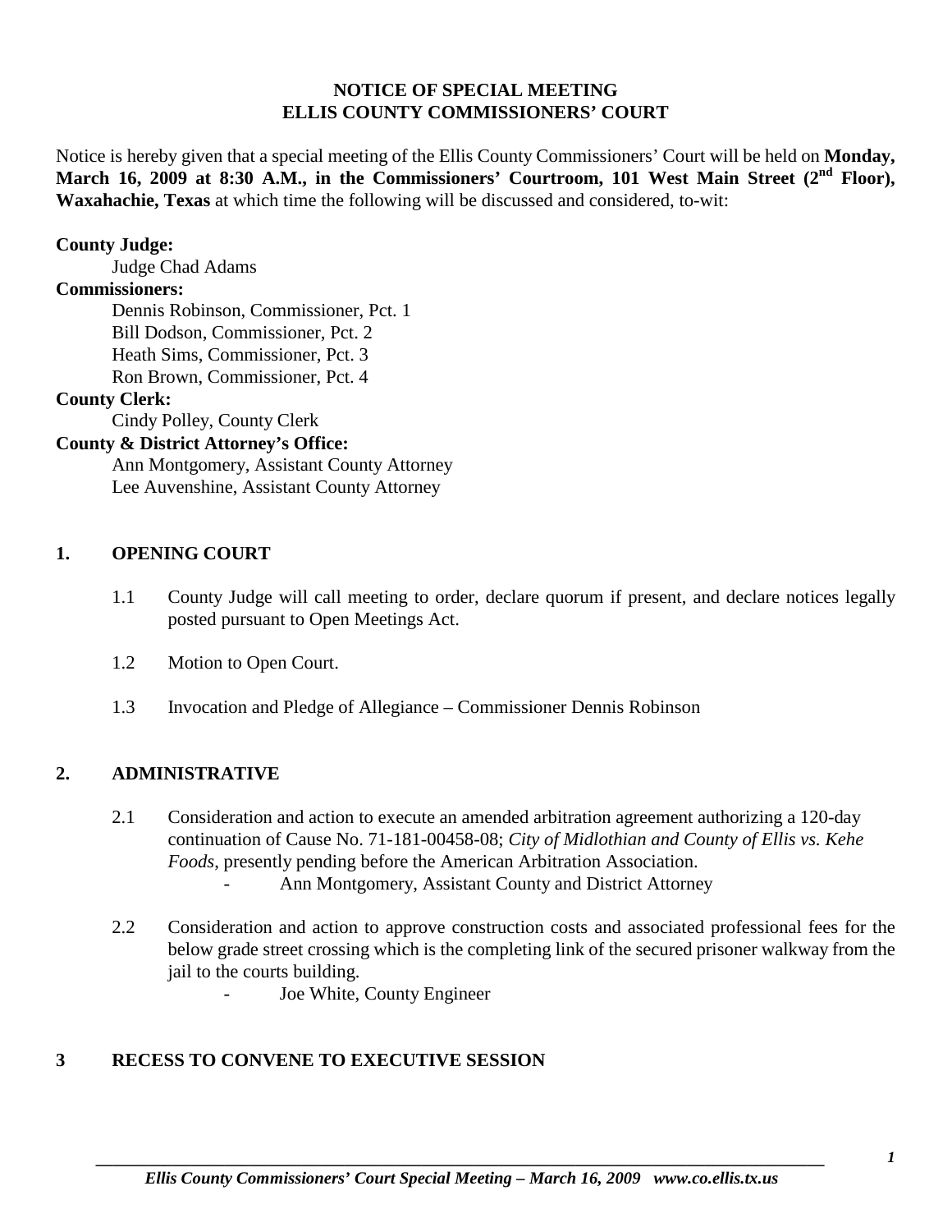# NOTICE OF SPECIAL MEETING
# ELLIS COUNTY COMMISSIONERS' COURT

Notice is hereby given that a special meeting of the Ellis County Commissioners' Court will be held on **Monday, March 16, 2009 at 8:30 A.M., in the Commissioners' Courtroom, 101 West Main Street (2nd Floor), Waxahachie, Texas** at which time the following will be discussed and considered, to-wit:

**County Judge:**
Judge Chad Adams

**Commissioners:**
Dennis Robinson, Commissioner, Pct. 1
Bill Dodson, Commissioner, Pct. 2
Heath Sims, Commissioner, Pct. 3
Ron Brown, Commissioner, Pct. 4

**County Clerk:**
Cindy Polley, County Clerk

**County & District Attorney's Office:**
Ann Montgomery, Assistant County Attorney
Lee Auvenshine, Assistant County Attorney

## 1. OPENING COURT

1.1 County Judge will call meeting to order, declare quorum if present, and declare notices legally posted pursuant to Open Meetings Act.

1.2 Motion to Open Court.

1.3 Invocation and Pledge of Allegiance – Commissioner Dennis Robinson

## 2. ADMINISTRATIVE

2.1 Consideration and action to execute an amended arbitration agreement authorizing a 120-day continuation of Cause No. 71-181-00458-08; *City of Midlothian and County of Ellis vs. Kehe Foods*, presently pending before the American Arbitration Association.
- Ann Montgomery, Assistant County and District Attorney

2.2 Consideration and action to approve construction costs and associated professional fees for the below grade street crossing which is the completing link of the secured prisoner walkway from the jail to the courts building.
- Joe White, County Engineer

## 3 RECESS TO CONVENE TO EXECUTIVE SESSION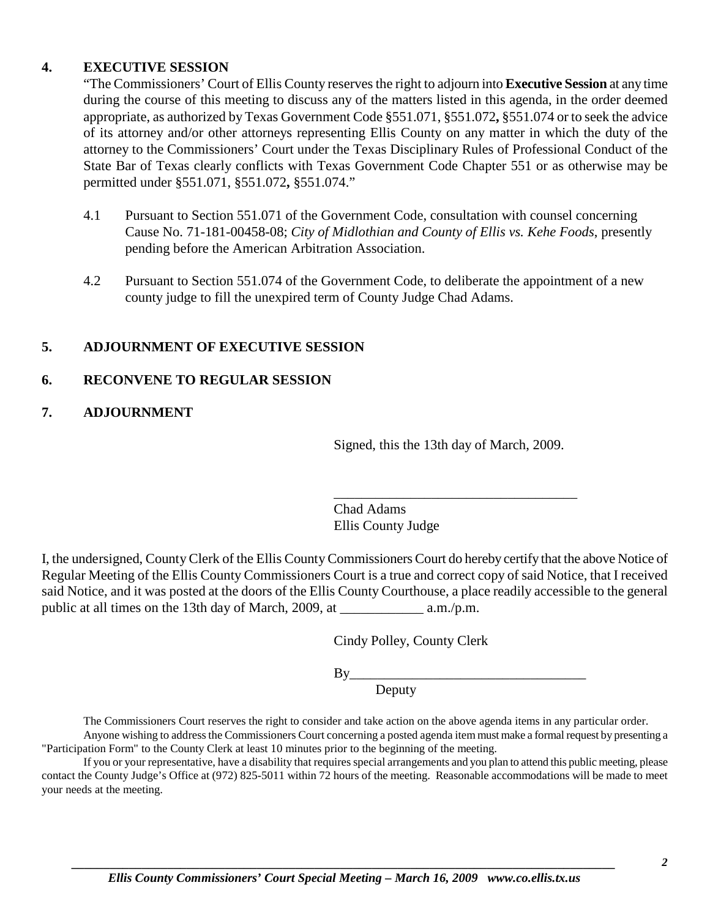## 4. EXECUTIVE SESSION

"The Commissioners' Court of Ellis County reserves the right to adjourn into **Executive Session** at any time during the course of this meeting to discuss any of the matters listed in this agenda, in the order deemed appropriate, as authorized by Texas Government Code §551.071, §551.072**,** §551.074 or to seek the advice of its attorney and/or other attorneys representing Ellis County on any matter in which the duty of the attorney to the Commissioners' Court under the Texas Disciplinary Rules of Professional Conduct of the State Bar of Texas clearly conflicts with Texas Government Code Chapter 551 or as otherwise may be permitted under §551.071, §551.072**,** §551.074."

4.1 Pursuant to Section 551.071 of the Government Code, consultation with counsel concerning Cause No. 71-181-00458-08; *City of Midlothian and County of Ellis vs. Kehe Foods*, presently pending before the American Arbitration Association.

4.2 Pursuant to Section 551.074 of the Government Code, to deliberate the appointment of a new county judge to fill the unexpired term of County Judge Chad Adams.

## 5. ADJOURNMENT OF EXECUTIVE SESSION

## 6. RECONVENE TO REGULAR SESSION

## 7. ADJOURNMENT

Signed, this the 13th day of March, 2009.

\_\_\_\_\_\_\_\_\_\_\_\_\_\_\_\_\_\_\_\_\_\_\_\_\_\_\_\_\_\_\_\_\_\_\_\_

Chad Adams
Ellis County Judge

I, the undersigned, County Clerk of the Ellis County Commissioners Court do hereby certify that the above Notice of Regular Meeting of the Ellis County Commissioners Court is a true and correct copy of said Notice, that I received said Notice, and it was posted at the doors of the Ellis County Courthouse, a place readily accessible to the general public at all times on the 13th day of March, 2009, at \_\_\_\_\_\_\_\_\_\_\_\_ a.m./p.m.

Cindy Polley, County Clerk

By\_\_\_\_\_\_\_\_\_\_\_\_\_\_\_\_\_\_\_\_\_\_\_\_\_\_\_\_\_\_\_\_\_\_\_
Deputy

The Commissioners Court reserves the right to consider and take action on the above agenda items in any particular order.

Anyone wishing to address the Commissioners Court concerning a posted agenda item must make a formal request by presenting a "Participation Form" to the County Clerk at least 10 minutes prior to the beginning of the meeting.

If you or your representative, have a disability that requires special arrangements and you plan to attend this public meeting, please contact the County Judge's Office at (972) 825-5011 within 72 hours of the meeting. Reasonable accommodations will be made to meet your needs at the meeting.